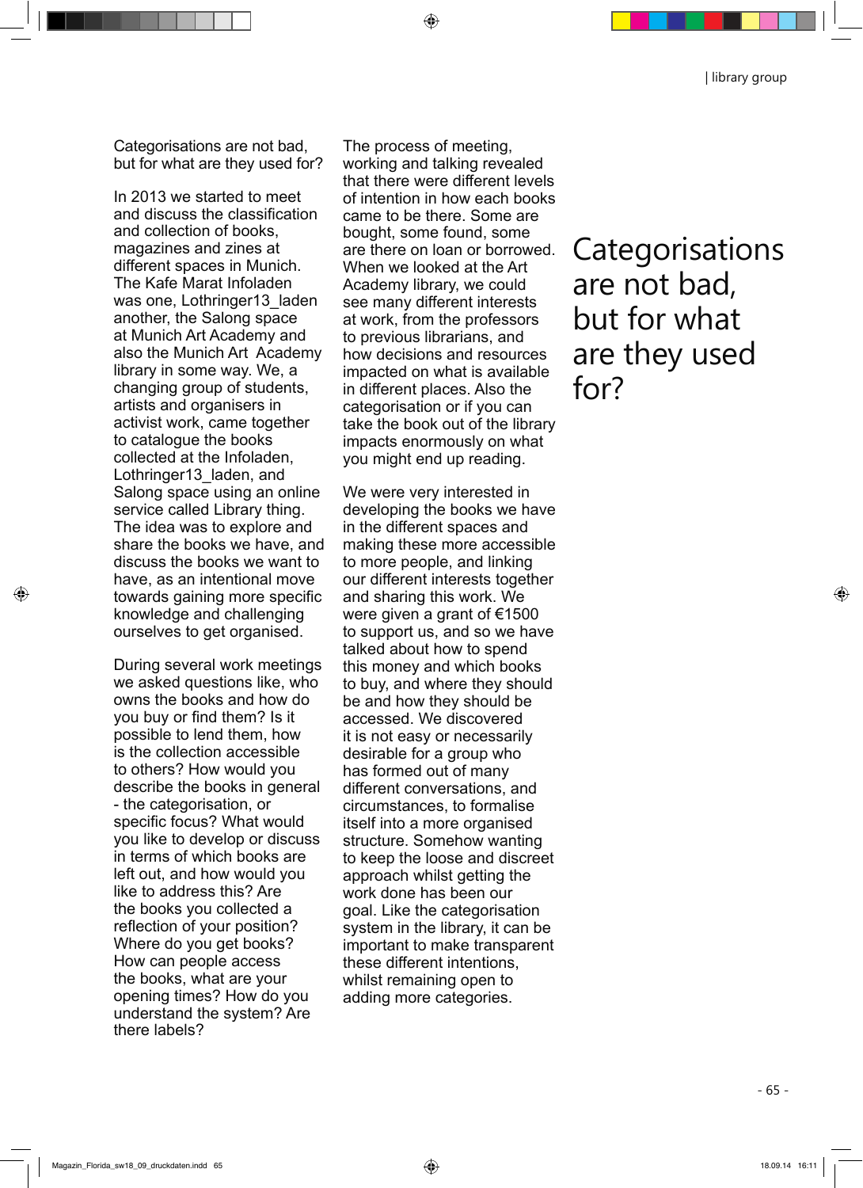Categorisations are not bad, but for what are they used for?

In 2013 we started to meet and discuss the classification and collection of books, magazines and zines at different spaces in Munich. The Kafe Marat Infoladen was one, Lothringer13_laden another, the Salong space at Munich Art Academy and also the Munich Art Academy library in some way. We, a changing group of students, artists and organisers in activist work, came together to catalogue the books collected at the Infoladen, Lothringer13_laden, and Salong space using an online service called Library thing. The idea was to explore and share the books we have, and discuss the books we want to have, as an intentional move towards gaining more specific knowledge and challenging ourselves to get organised.

During several work meetings we asked questions like, who owns the books and how do you buy or find them? Is it possible to lend them, how is the collection accessible to others? How would you describe the books in general - the categorisation, or specific focus? What would you like to develop or discuss in terms of which books are left out, and how would you like to address this? Are the books you collected a reflection of your position? Where do you get books? How can people access the books, what are your opening times? How do you understand the system? Are there labels?

The process of meeting, working and talking revealed that there were different levels of intention in how each books came to be there. Some are bought, some found, some are there on loan or borrowed. When we looked at the Art Academy library, we could see many different interests at work, from the professors to previous librarians, and how decisions and resources impacted on what is available in different places. Also the categorisation or if you can take the book out of the library impacts enormously on what you might end up reading.

We were very interested in developing the books we have in the different spaces and making these more accessible to more people, and linking our different interests together and sharing this work. We were given a grant of €1500 to support us, and so we have talked about how to spend this money and which books to buy, and where they should be and how they should be accessed. We discovered it is not easy or necessarily desirable for a group who has formed out of many different conversations, and circumstances, to formalise itself into a more organised structure. Somehow wanting to keep the loose and discreet approach whilst getting the work done has been our goal. Like the categorisation system in the library, it can be important to make transparent these different intentions, whilst remaining open to adding more categories.

## Categorisations are not bad, but for what are they used for?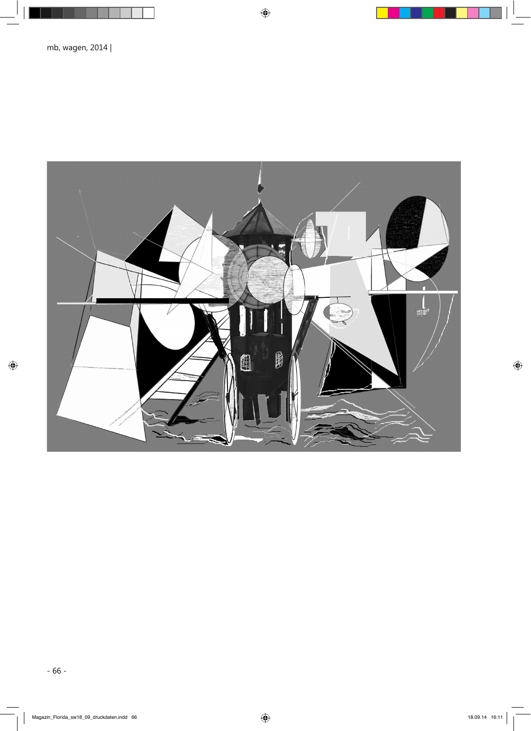mb, wagen, 2014 |